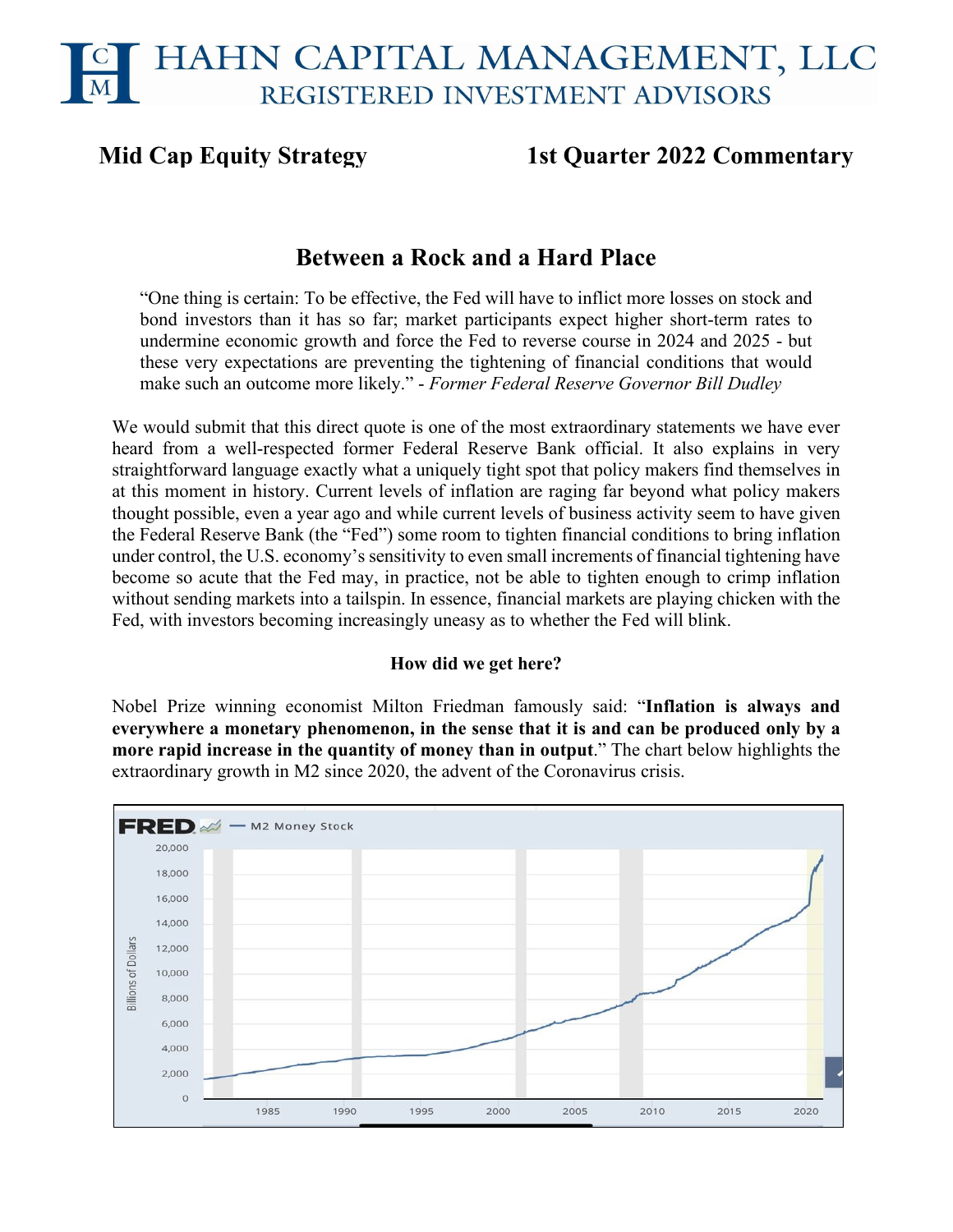# HAHN CAPITAL MANAGEMENT, LLC
REGISTERED INVESTMENT ADVISORS

**Mid Cap Equity Strategy** **1st Quarter 2022 Commentary**

## Between a Rock and a Hard Place

"One thing is certain: To be effective, the Fed will have to inflict more losses on stock and bond investors than it has so far; market participants expect higher short-term rates to undermine economic growth and force the Fed to reverse course in 2024 and 2025 - but these very expectations are preventing the tightening of financial conditions that would make such an outcome more likely." - *Former Federal Reserve Governor Bill Dudley*

We would submit that this direct quote is one of the most extraordinary statements we have ever heard from a well-respected former Federal Reserve Bank official. It also explains in very straightforward language exactly what a uniquely tight spot that policy makers find themselves in at this moment in history. Current levels of inflation are raging far beyond what policy makers thought possible, even a year ago and while current levels of business activity seem to have given the Federal Reserve Bank (the "Fed") some room to tighten financial conditions to bring inflation under control, the U.S. economy's sensitivity to even small increments of financial tightening have become so acute that the Fed may, in practice, not be able to tighten enough to crimp inflation without sending markets into a tailspin. In essence, financial markets are playing chicken with the Fed, with investors becoming increasingly uneasy as to whether the Fed will blink.

**How did we get here?**

Nobel Prize winning economist Milton Friedman famously said: "**Inflation is always and everywhere a monetary phenomenon, in the sense that it is and can be produced only by a more rapid increase in the quantity of money than in output**." The chart below highlights the extraordinary growth in M2 since 2020, the advent of the Coronavirus crisis.

FRED — M2 Money Stock

Billions of Dollars (0 – 20,000); 1985 – 2020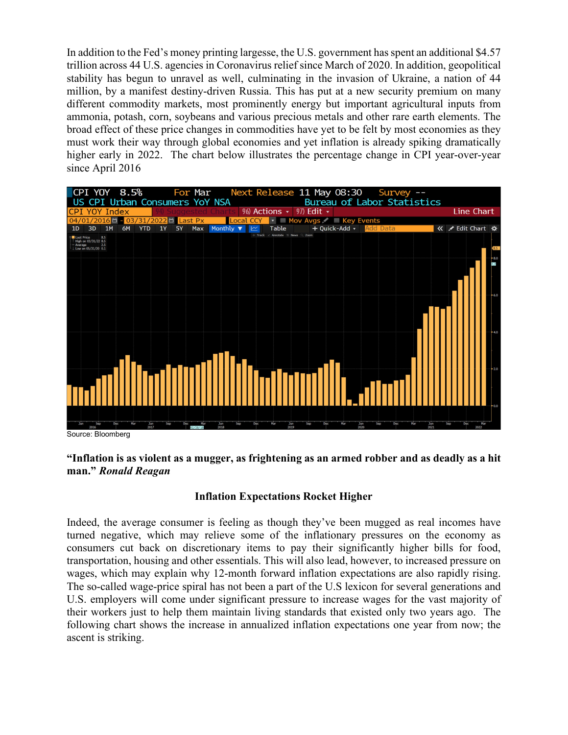In addition to the Fed's money printing largesse, the U.S. government has spent an additional $4.57 trillion across 44 U.S. agencies in Coronavirus relief since March of 2020. In addition, geopolitical stability has begun to unravel as well, culminating in the invasion of Ukraine, a nation of 44 million, by a manifest destiny-driven Russia. This has put at a new security premium on many different commodity markets, most prominently energy but important agricultural inputs from ammonia, potash, corn, soybeans and various precious metals and other rare earth elements. The broad effect of these price changes in commodities have yet to be felt by most economies as they must work their way through global economies and yet inflation is already spiking dramatically higher early in 2022. The chart below illustrates the percentage change in CPI year-over-year since April 2016

Source: Bloomberg

**"Inflation is as violent as a mugger, as frightening as an armed robber and as deadly as a hit man."** ***Ronald Reagan***

**Inflation Expectations Rocket Higher**

Indeed, the average consumer is feeling as though they've been mugged as real incomes have turned negative, which may relieve some of the inflationary pressures on the economy as consumers cut back on discretionary items to pay their significantly higher bills for food, transportation, housing and other essentials. This will also lead, however, to increased pressure on wages, which may explain why 12-month forward inflation expectations are also rapidly rising. The so-called wage-price spiral has not been a part of the U.S lexicon for several generations and U.S. employers will come under significant pressure to increase wages for the vast majority of their workers just to help them maintain living standards that existed only two years ago. The following chart shows the increase in annualized inflation expectations one year from now; the ascent is striking.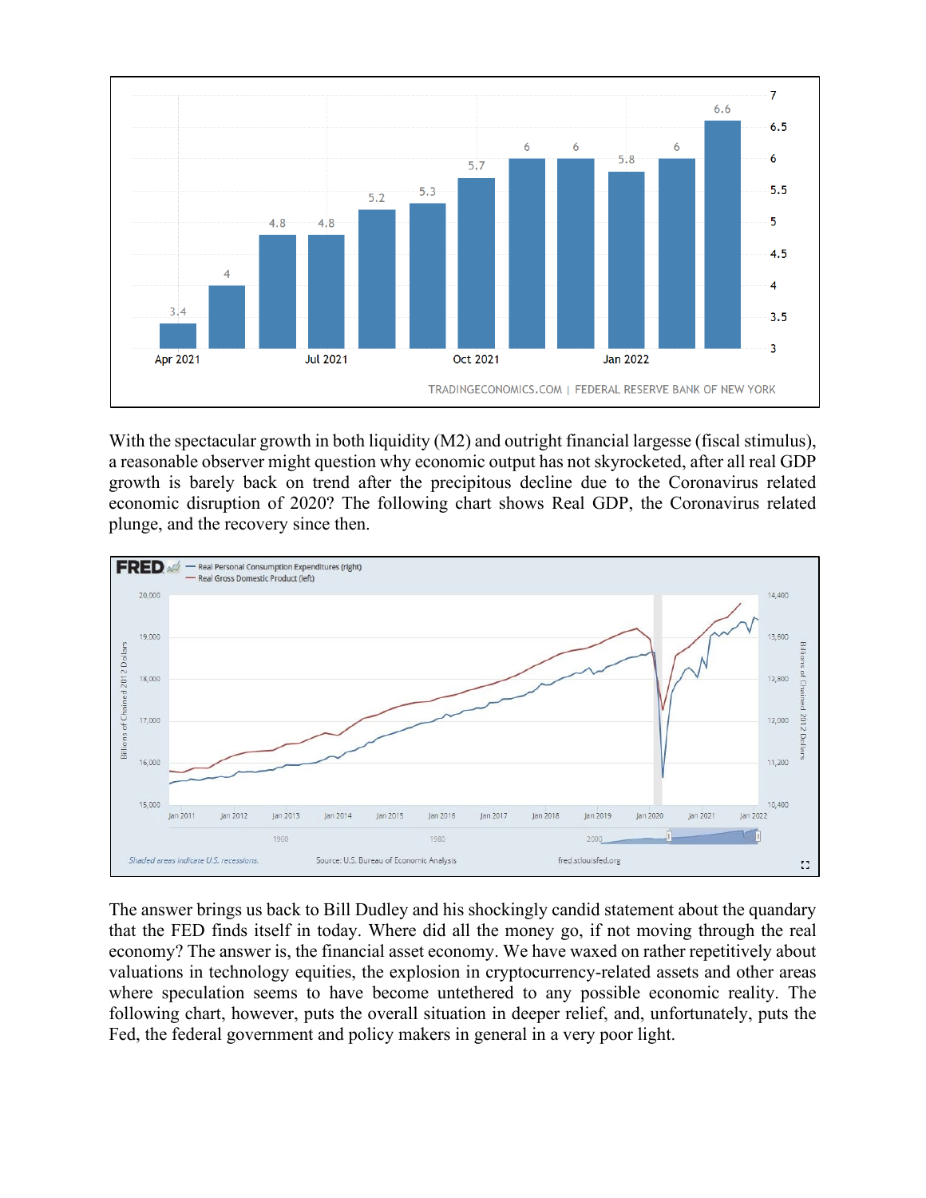With the spectacular growth in both liquidity (M2) and outright financial largesse (fiscal stimulus), a reasonable observer might question why economic output has not skyrocketed, after all real GDP growth is barely back on trend after the precipitous decline due to the Coronavirus related economic disruption of 2020? The following chart shows Real GDP, the Coronavirus related plunge, and the recovery since then.

The answer brings us back to Bill Dudley and his shockingly candid statement about the quandary that the FED finds itself in today. Where did all the money go, if not moving through the real economy? The answer is, the financial asset economy. We have waxed on rather repetitively about valuations in technology equities, the explosion in cryptocurrency-related assets and other areas where speculation seems to have become untethered to any possible economic reality. The following chart, however, puts the overall situation in deeper relief, and, unfortunately, puts the Fed, the federal government and policy makers in general in a very poor light.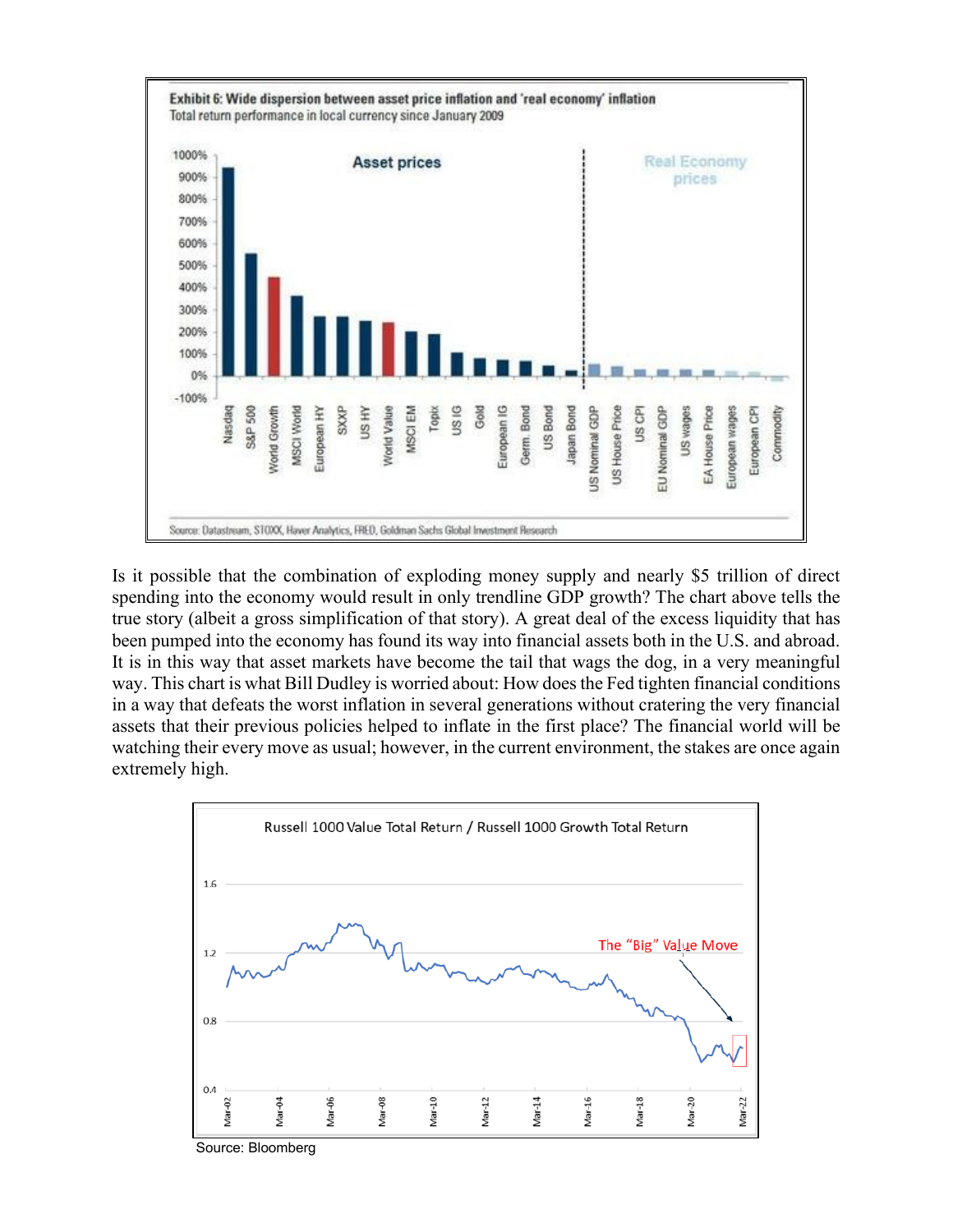**Exhibit 6: Wide dispersion between asset price inflation and 'real economy' inflation**
Total return performance in local currency since January 2009

Source: Datastream, STOXX, Haver Analytics, FRED, Goldman Sachs Global Investment Research

Is it possible that the combination of exploding money supply and nearly $5 trillion of direct spending into the economy would result in only trendline GDP growth? The chart above tells the true story (albeit a gross simplification of that story). A great deal of the excess liquidity that has been pumped into the economy has found its way into financial assets both in the U.S. and abroad. It is in this way that asset markets have become the tail that wags the dog, in a very meaningful way. This chart is what Bill Dudley is worried about: How does the Fed tighten financial conditions in a way that defeats the worst inflation in several generations without cratering the very financial assets that their previous policies helped to inflate in the first place? The financial world will be watching their every move as usual; however, in the current environment, the stakes are once again extremely high.

Russell 1000 Value Total Return / Russell 1000 Growth Total Return

Source: Bloomberg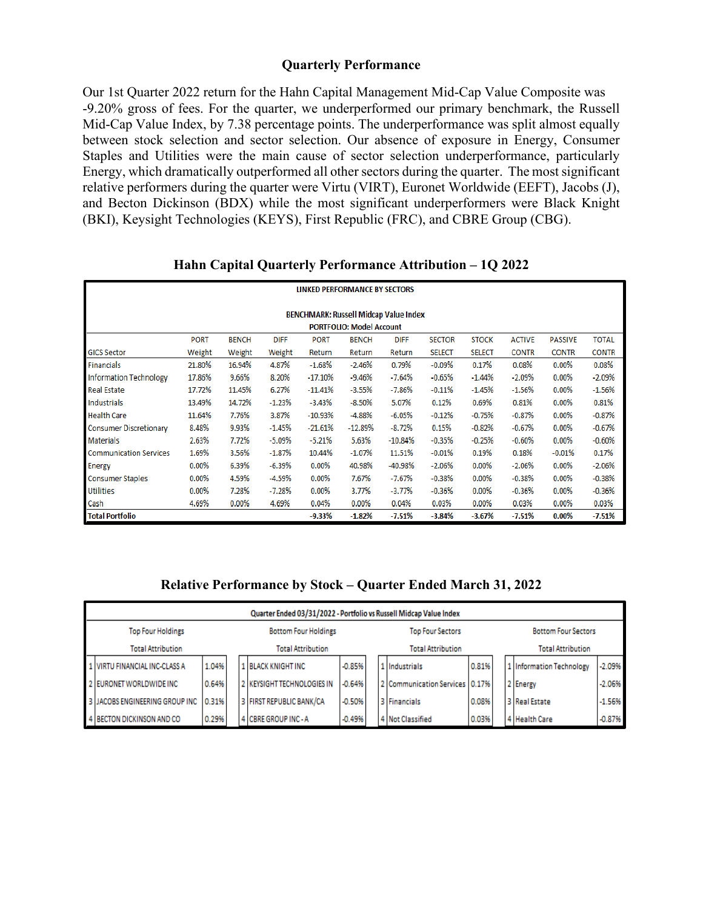## Quarterly Performance

Our 1st Quarter 2022 return for the Hahn Capital Management Mid-Cap Value Composite was -9.20% gross of fees. For the quarter, we underperformed our primary benchmark, the Russell Mid-Cap Value Index, by 7.38 percentage points. The underperformance was split almost equally between stock selection and sector selection. Our absence of exposure in Energy, Consumer Staples and Utilities were the main cause of sector selection underperformance, particularly Energy, which dramatically outperformed all other sectors during the quarter. The most significant relative performers during the quarter were Virtu (VIRT), Euronet Worldwide (EEFT), Jacobs (J), and Becton Dickinson (BDX) while the most significant underperformers were Black Knight (BKI), Keysight Technologies (KEYS), First Republic (FRC), and CBRE Group (CBG).

## Hahn Capital Quarterly Performance Attribution – 1Q 2022

LINKED PERFORMANCE BY SECTORS

BENCHMARK: Russell Midcap Value Index
PORTFOLIO: Model Account

| GICS Sector | PORT Weight | BENCH Weight | DIFF Weight | PORT Return | BENCH Return | DIFF Return | SECTOR SELECT | STOCK SELECT | ACTIVE CONTR | PASSIVE CONTR | TOTAL CONTR |
|---|---|---|---|---|---|---|---|---|---|---|---|
| Financials | 21.80% | 16.94% | 4.87% | -1.68% | -2.46% | 0.79% | -0.09% | 0.17% | 0.08% | 0.00% | 0.08% |
| Information Technology | 17.86% | 9.66% | 8.20% | -17.10% | -9.46% | -7.64% | -0.65% | -1.44% | -2.09% | 0.00% | -2.09% |
| Real Estate | 17.72% | 11.45% | 6.27% | -11.41% | -3.55% | -7.86% | -0.11% | -1.45% | -1.56% | 0.00% | -1.56% |
| Industrials | 13.49% | 14.72% | -1.23% | -3.43% | -8.50% | 5.07% | 0.12% | 0.69% | 0.81% | 0.00% | 0.81% |
| Health Care | 11.64% | 7.76% | 3.87% | -10.93% | -4.88% | -6.05% | -0.12% | -0.75% | -0.87% | 0.00% | -0.87% |
| Consumer Discretionary | 8.48% | 9.93% | -1.45% | -21.61% | -12.89% | -8.72% | 0.15% | -0.82% | -0.67% | 0.00% | -0.67% |
| Materials | 2.63% | 7.72% | -5.09% | -5.21% | 5.63% | -10.84% | -0.35% | -0.25% | -0.60% | 0.00% | -0.60% |
| Communication Services | 1.69% | 3.56% | -1.87% | 10.44% | -1.07% | 11.51% | -0.01% | 0.19% | 0.18% | -0.01% | 0.17% |
| Energy | 0.00% | 6.39% | -6.39% | 0.00% | 40.98% | -40.98% | -2.06% | 0.00% | -2.06% | 0.00% | -2.06% |
| Consumer Staples | 0.00% | 4.59% | -4.59% | 0.00% | 7.67% | -7.67% | -0.38% | 0.00% | -0.38% | 0.00% | -0.38% |
| Utilities | 0.00% | 7.28% | -7.28% | 0.00% | 3.77% | -3.77% | -0.36% | 0.00% | -0.36% | 0.00% | -0.36% |
| Cash | 4.69% | 0.00% | 4.69% | 0.04% | 0.00% | 0.04% | 0.03% | 0.00% | 0.03% | 0.00% | 0.03% |
| **Total Portfolio** | | | | **-9.33%** | **-1.82%** | **-7.51%** | **-3.84%** | **-3.67%** | **-7.51%** | **0.00%** | **-7.51%** |

## Relative Performance by Stock – Quarter Ended March 31, 2022

Quarter Ended 03/31/2022 - Portfolio vs Russell Midcap Value Index

| | Top Four Holdings Total Attribution | | | Bottom Four Holdings Total Attribution | | | Top Four Sectors Total Attribution | | | Bottom Four Sectors Total Attribution | |
|---|---|---|---|---|---|---|---|---|---|---|---|
| 1 | VIRTU FINANCIAL INC-CLASS A | 1.04% | 1 | BLACK KNIGHT INC | -0.85% | 1 | Industrials | 0.81% | 1 | Information Technology | -2.09% |
| 2 | EURONET WORLDWIDE INC | 0.64% | 2 | KEYSIGHT TECHNOLOGIES IN | -0.64% | 2 | Communication Services | 0.17% | 2 | Energy | -2.06% |
| 3 | JACOBS ENGINEERING GROUP INC | 0.31% | 3 | FIRST REPUBLIC BANK/CA | -0.50% | 3 | Financials | 0.08% | 3 | Real Estate | -1.56% |
| 4 | BECTON DICKINSON AND CO | 0.29% | 4 | CBRE GROUP INC - A | -0.49% | 4 | Not Classified | 0.03% | 4 | Health Care | -0.87% |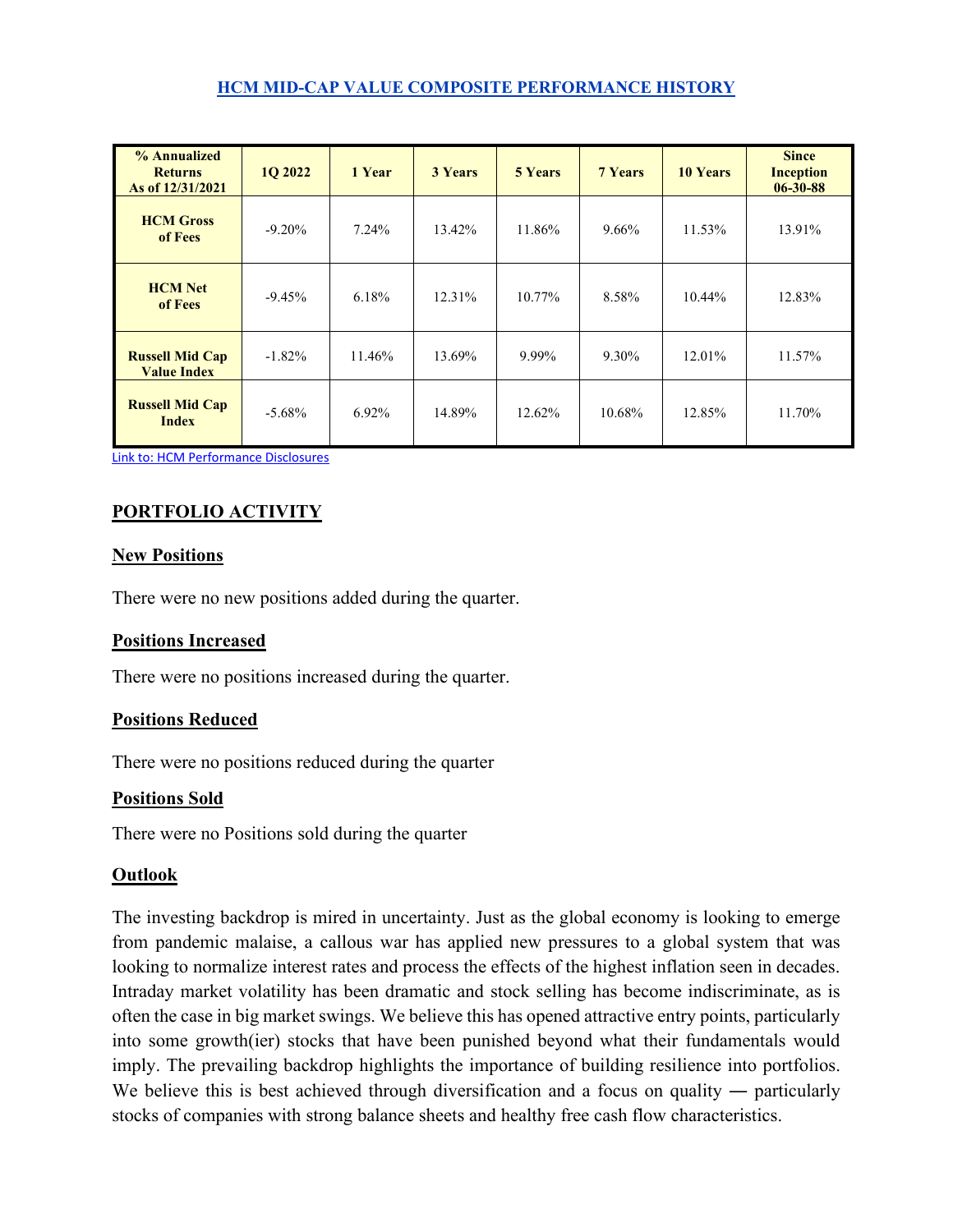## HCM MID-CAP VALUE COMPOSITE PERFORMANCE HISTORY

| % Annualized Returns As of 12/31/2021 | 1Q 2022 | 1 Year | 3 Years | 5 Years | 7 Years | 10 Years | Since Inception 06-30-88 |
|---|---|---|---|---|---|---|---|
| **HCM Gross of Fees** | -9.20% | 7.24% | 13.42% | 11.86% | 9.66% | 11.53% | 13.91% |
| **HCM Net of Fees** | -9.45% | 6.18% | 12.31% | 10.77% | 8.58% | 10.44% | 12.83% |
| **Russell Mid Cap Value Index** | -1.82% | 11.46% | 13.69% | 9.99% | 9.30% | 12.01% | 11.57% |
| **Russell Mid Cap Index** | -5.68% | 6.92% | 14.89% | 12.62% | 10.68% | 12.85% | 11.70% |

Link to: HCM Performance Disclosures

## PORTFOLIO ACTIVITY

### New Positions

There were no new positions added during the quarter.

### Positions Increased

There were no positions increased during the quarter.

### Positions Reduced

There were no positions reduced during the quarter

### Positions Sold

There were no Positions sold during the quarter

### Outlook

The investing backdrop is mired in uncertainty. Just as the global economy is looking to emerge from pandemic malaise, a callous war has applied new pressures to a global system that was looking to normalize interest rates and process the effects of the highest inflation seen in decades. Intraday market volatility has been dramatic and stock selling has become indiscriminate, as is often the case in big market swings. We believe this has opened attractive entry points, particularly into some growth(ier) stocks that have been punished beyond what their fundamentals would imply. The prevailing backdrop highlights the importance of building resilience into portfolios. We believe this is best achieved through diversification and a focus on quality ― particularly stocks of companies with strong balance sheets and healthy free cash flow characteristics.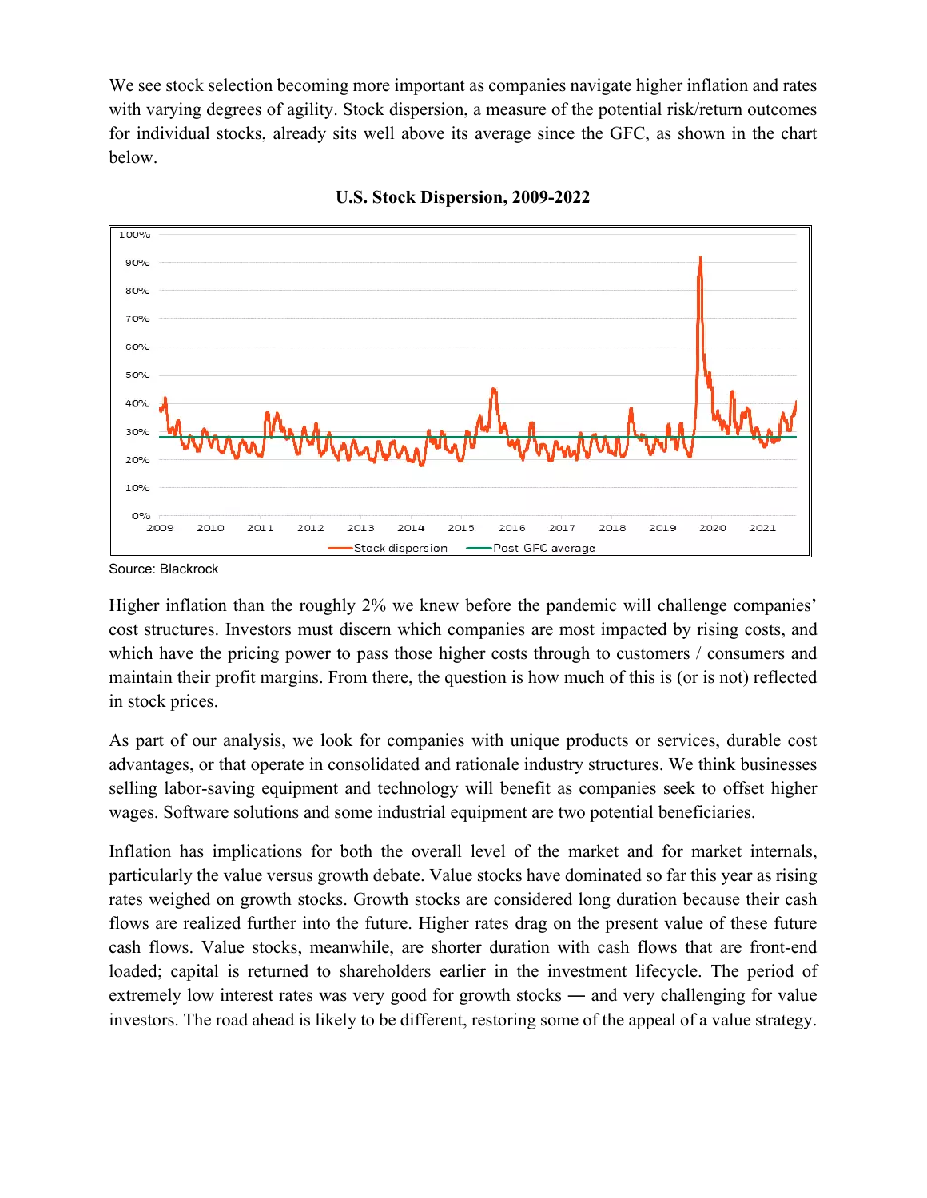We see stock selection becoming more important as companies navigate higher inflation and rates with varying degrees of agility. Stock dispersion, a measure of the potential risk/return outcomes for individual stocks, already sits well above its average since the GFC, as shown in the chart below.

**U.S. Stock Dispersion, 2009-2022**

Source: Blackrock

Higher inflation than the roughly 2% we knew before the pandemic will challenge companies' cost structures. Investors must discern which companies are most impacted by rising costs, and which have the pricing power to pass those higher costs through to customers / consumers and maintain their profit margins. From there, the question is how much of this is (or is not) reflected in stock prices.

As part of our analysis, we look for companies with unique products or services, durable cost advantages, or that operate in consolidated and rationale industry structures. We think businesses selling labor-saving equipment and technology will benefit as companies seek to offset higher wages. Software solutions and some industrial equipment are two potential beneficiaries.

Inflation has implications for both the overall level of the market and for market internals, particularly the value versus growth debate. Value stocks have dominated so far this year as rising rates weighed on growth stocks. Growth stocks are considered long duration because their cash flows are realized further into the future. Higher rates drag on the present value of these future cash flows. Value stocks, meanwhile, are shorter duration with cash flows that are front-end loaded; capital is returned to shareholders earlier in the investment lifecycle. The period of extremely low interest rates was very good for growth stocks — and very challenging for value investors. The road ahead is likely to be different, restoring some of the appeal of a value strategy.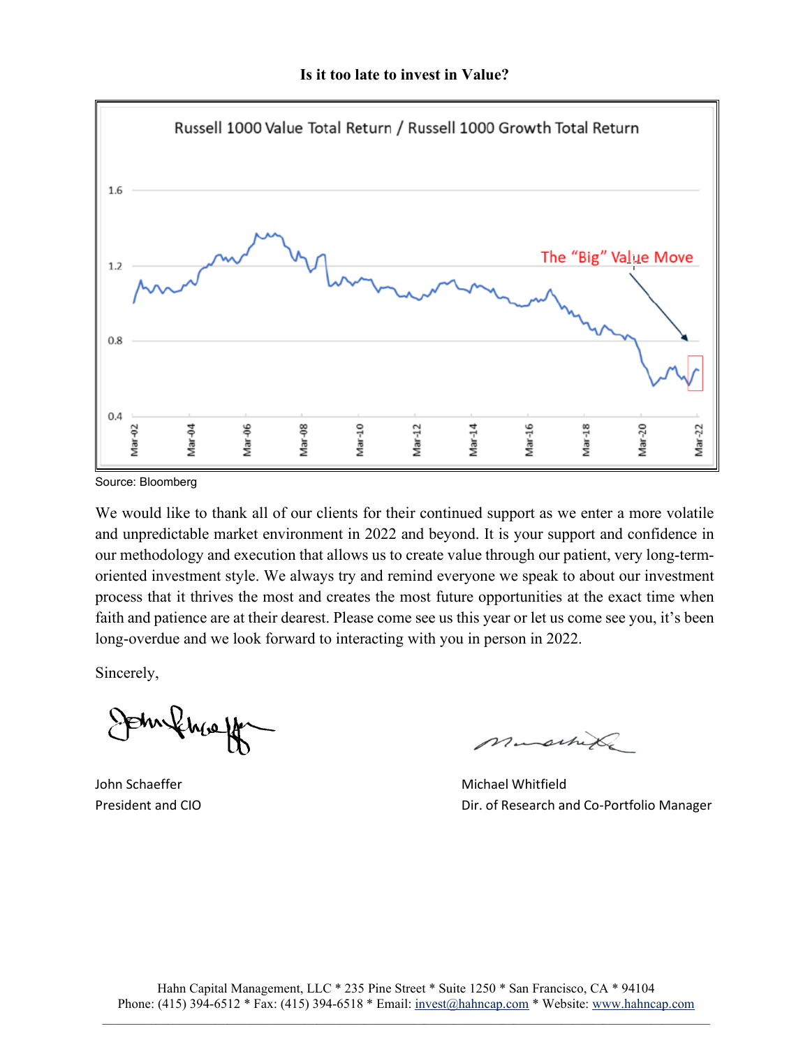**Is it too late to invest in Value?**

Russell 1000 Value Total Return / Russell 1000 Growth Total Return

1.6
1.2
0.8
0.4

Mar-02
Mar-04
Mar-06
Mar-08
Mar-10
Mar-12
Mar-14
Mar-16
Mar-18
Mar-20
Mar-22

The "Big" Value Move

Source: Bloomberg

We would like to thank all of our clients for their continued support as we enter a more volatile and unpredictable market environment in 2022 and beyond. It is your support and confidence in our methodology and execution that allows us to create value through our patient, very long-term-oriented investment style. We always try and remind everyone we speak to about our investment process that it thrives the most and creates the most future opportunities at the exact time when faith and patience are at their dearest. Please come see us this year or let us come see you, it's been long-overdue and we look forward to interacting with you in person in 2022.

Sincerely,

John Schaeffer
President and CIO

Michael Whitfield
Dir. of Research and Co-Portfolio Manager

Hahn Capital Management, LLC * 235 Pine Street * Suite 1250 * San Francisco, CA * 94104
Phone: (415) 394-6512 * Fax: (415) 394-6518 * Email: invest@hahncap.com * Website: www.hahncap.com